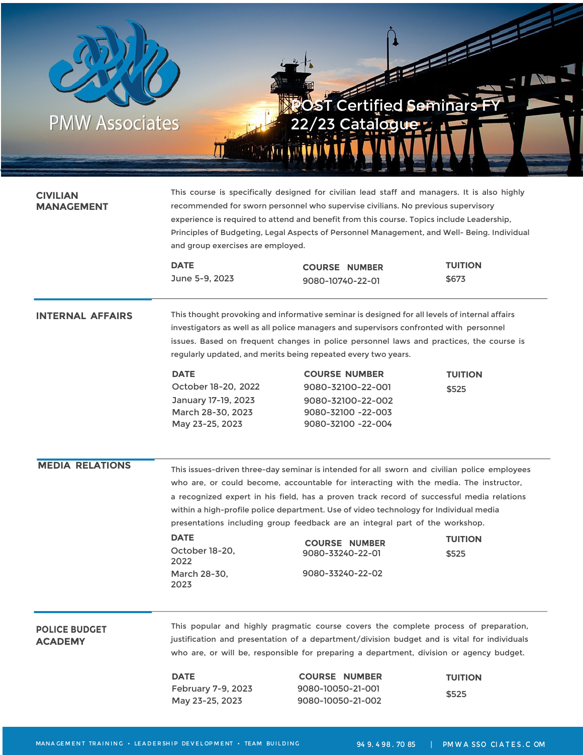PMW Associates

# POST Certified Seminars FY 22/23 Catalogue

## CIVILIAN MANAGEMENT

This course is specifically designed for civilian lead staff and managers. It is also highly recommended for sworn personnel who supervise civilians. No previous supervisory experience is required to attend and benefit from this course. Topics include Leadership, Principles of Budgeting, Legal Aspects of Personnel Management, and Well- Being. Individual and group exercises are employed.

| DATE | COURSE NUMBER | TUITION |
|---|---|---|
| June 5-9, 2023 | 9080-10740-22-01 | $673 |

## INTERNAL AFFAIRS

This thought provoking and informative seminar is designed for all levels of internal affairs investigators as well as all police managers and supervisors confronted with personnel issues. Based on frequent changes in police personnel laws and practices, the course is regularly updated, and merits being repeated every two years.

| DATE | COURSE NUMBER | TUITION |
|---|---|---|
| October 18-20, 2022 | 9080-32100-22-001 | $525 |
| January 17-19, 2023 | 9080-32100-22-002 | |
| March 28-30, 2023 | 9080-32100 -22-003 | |
| May 23-25, 2023 | 9080-32100 -22-004 | |

## MEDIA RELATIONS

This issues-driven three-day seminar is intended for all sworn and civilian police employees who are, or could become, accountable for interacting with the media. The instructor, a recognized expert in his field, has a proven track record of successful media relations within a high-profile police department. Use of video technology for Individual media presentations including group feedback are an integral part of the workshop.

| DATE | COURSE NUMBER | TUITION |
|---|---|---|
| October 18-20, 2022 | 9080-33240-22-01 | $525 |
| March 28-30, 2023 | 9080-33240-22-02 | |

## POLICE BUDGET ACADEMY

This popular and highly pragmatic course covers the complete process of preparation, justification and presentation of a department/division budget and is vital for individuals who are, or will be, responsible for preparing a department, division or agency budget.

| DATE | COURSE NUMBER | TUITION |
|---|---|---|
| February 7-9, 2023 | 9080-10050-21-001 | $525 |
| May 23-25, 2023 | 9080-10050-21-002 | |

MANAGEMENT TRAINING • LEADERSHIP DEVELOPMENT • TEAM BUILDING | 949.498.7085 | PMWASSOCIATES.COM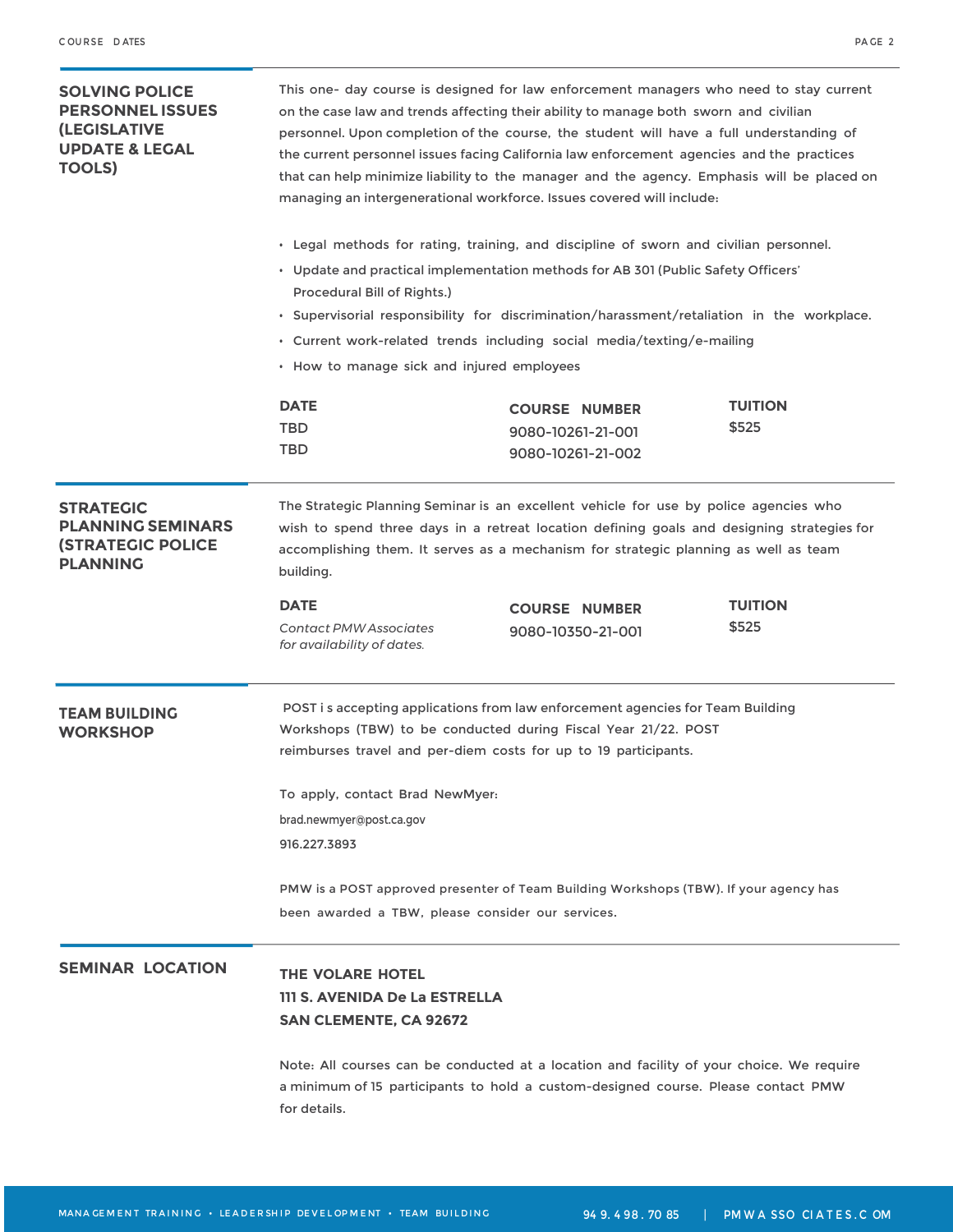## SOLVING POLICE PERSONNEL ISSUES (LEGISLATIVE UPDATE & LEGAL TOOLS)

This one- day course is designed for law enforcement managers who need to stay current on the case law and trends affecting their ability to manage both sworn and civilian personnel. Upon completion of the course, the student will have a full understanding of the current personnel issues facing California law enforcement agencies and the practices that can help minimize liability to the manager and the agency. Emphasis will be placed on managing an intergenerational workforce. Issues covered will include:

- Legal methods for rating, training, and discipline of sworn and civilian personnel.
- Update and practical implementation methods for AB 301 (Public Safety Officers' Procedural Bill of Rights.)
- Supervisorial responsibility for discrimination/harassment/retaliation in the workplace.
- Current work-related trends including social media/texting/e-mailing
- How to manage sick and injured employees

| DATE | COURSE NUMBER | TUITION |
|---|---|---|
| TBD | 9080-10261-21-001 | $525 |
| TBD | 9080-10261-21-002 | |

## STRATEGIC PLANNING SEMINARS (STRATEGIC POLICE PLANNING

The Strategic Planning Seminar is an excellent vehicle for use by police agencies who wish to spend three days in a retreat location defining goals and designing strategies for accomplishing them. It serves as a mechanism for strategic planning as well as team building.

| DATE | COURSE NUMBER | TUITION |
|---|---|---|
| *Contact PMW Associates for availability of dates.* | 9080-10350-21-001 | $525 |

## TEAM BUILDING WORKSHOP

POST i s accepting applications from law enforcement agencies for Team Building Workshops (TBW) to be conducted during Fiscal Year 21/22. POST reimburses travel and per-diem costs for up to 19 participants.

To apply, contact Brad NewMyer:

brad.newmyer@post.ca.gov

916.227.3893

PMW is a POST approved presenter of Team Building Workshops (TBW). If your agency has been awarded a TBW, please consider our services.

## SEMINAR LOCATION

**THE VOLARE HOTEL**
**111 S. AVENIDA De La ESTRELLA**
**SAN CLEMENTE, CA 92672**

Note: All courses can be conducted at a location and facility of your choice. We require a minimum of 15 participants to hold a custom-designed course. Please contact PMW for details.

MANAGEMENT TRAINING • LEADERSHIP DEVELOPMENT • TEAM BUILDING

949.498.7085 | PMWASSOCIATES.COM